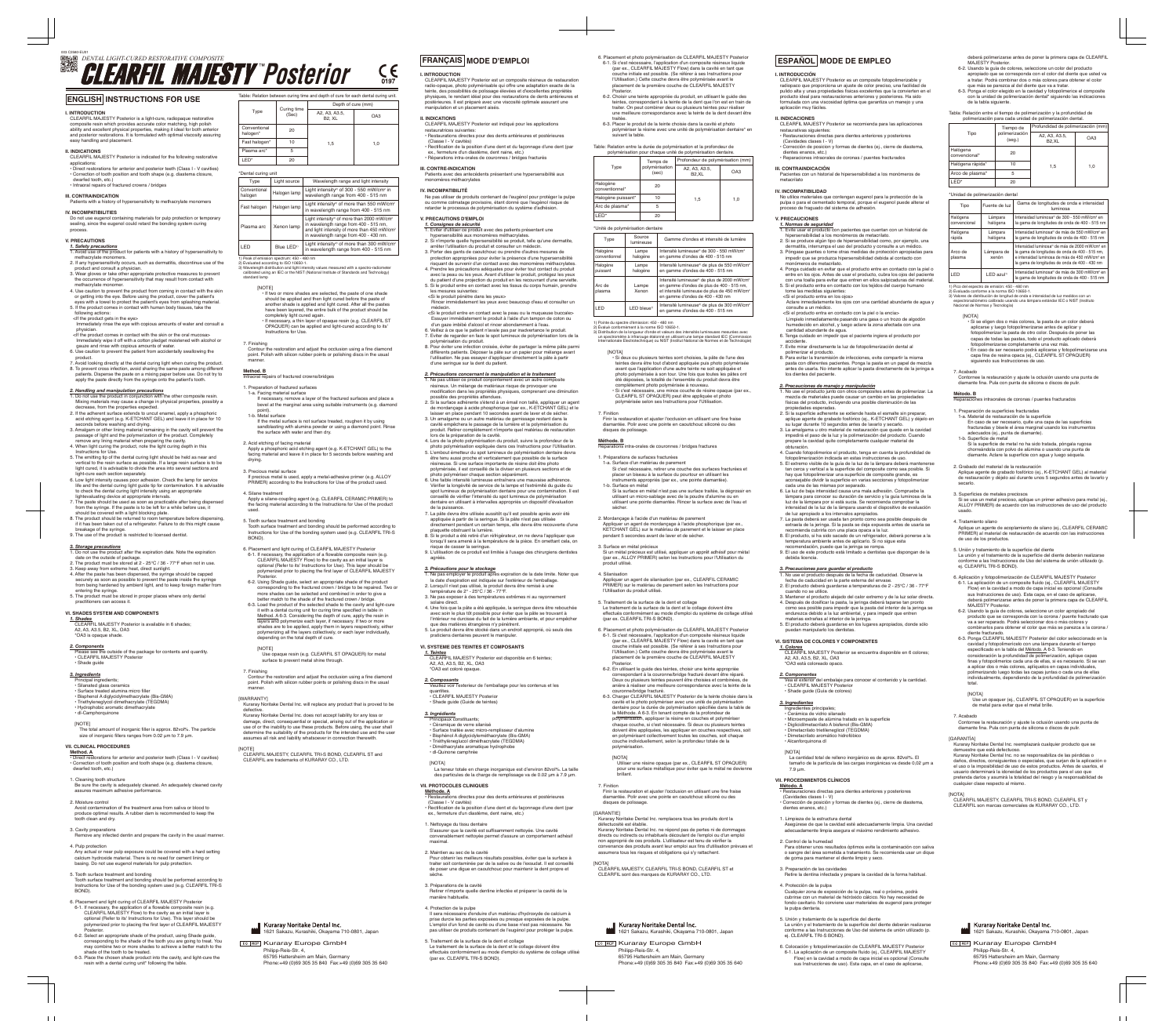DENTAL LIGHT-CURED RESTORATIVE COMPOSITE

# CLEARFIL MAJESTY™ Posterior

CE 0197

## ENGLISH INSTRUCTIONS FOR USE

### I. INTRODUCTION

CLEARFIL MAJESTY Posterior is a light-cure, radiopaque restorative composite resin which provides accurate color matching, high polish ability and excellent physical properties, making it ideal for both anterior and posterior restorations. It is formulated with optimal viscosity assuring easy handling and placement.

### II. INDICATIONS

CLEARFIL MAJESTY Posterior is indicated for the following restorative applications:

- Direct restorations for anterior and posterior teeth (Class I - V cavities)
- Correction of tooth position and tooth shape (e.g. diastema closure, dwarfed tooth, etc.)
- Intraoral repairs of fractured crowns / bridges

### III. CONTRAINDICATION

Patients with a history of hypersensitivity to methacrylate monomers

### IV. INCOMPATIBILITIES

Do not use eugenol containing materials for pulp protection or temporary sealing, since the eugenol could retard the bonding system curing process.

### V. PRECAUTIONS

#### 1. Safety precautions

1. Avoid use of the product for patients with a history of hypersensitivity to methacrylate monomers.
2. If any hypersensitivity occurs, such as dermatitis, discontinue use of the product and consult a physician.
3. Wear gloves or take other appropriate protective measures to prevent the occurrence of hypersensitivity that may result from contact with methacrylate monomer.
4. Use caution to prevent the product from coming in contact with the skin or getting into the eye. Before using the product, cover the patient's eyes with a towel to protect the patient's eyes from splashing material.
5. If the product comes in contact with human body tissues, take the following actions:
   <If the product gets in the eye>
   Immediately rinse the eye with copious amounts of water and consult a physician.
   <If the product comes in contact with the skin or the oral mucosa>
   Immediately wipe it off with a cotton pledget moistened with alcohol or gauze and rinse with copious amounts of water.
6. Use caution to prevent the patient from accidentally swallowing the product.
7. Avoid looking directly at the dental curing light when curing the product.
8. To prevent cross infection, avoid sharing the same paste among different patients. Dispense the paste on a mixing paper before use. Do not try to apply the paste directly from the syringe onto the patient's tooth.

#### 2. Handling and manipulation precautions

1. Do not use the product in conjunction with the other composite resin. Mixing materials may cause a change in physical properties, possibly a decrease, from the properties expected.
2. If the adherent surface extends to uncut enamel, apply a phosphoric acid etching agent (e.g. K-ETCHANT GEL) and leave it in place for 10 seconds before washing and drying.
3. Amalgam or other lining material remaining in the cavity will prevent the passage of light and the polymerization of the product. Completely remove any lining material when preparing the cavity.
4. When light curing the product, use the light curing depth in this Instructions for Use.
5. The emitting tip of the dental curing light should be held as near and vertical to the resin surface as possible. If a large resin surface is to be light cured, it is advisable to divide the area into several sections and light-cure each section separately.
6. Low light intensity causes poor adhesion. Check the lamp for service life and the dental curing light guide tip for contamination. It is advisable to check the dental curing light intensity using an appropriate lightevaluating device at appropriate intervals.
7. The paste should be used as soon as practicable after being dispensed from the syringe. If the paste is to be left for a while before use, it should be covered with a light blocking plate.
8. The product should be returned to room temperature before dispensing, it it has been taken out of a refrigerator. Failure to do this might cause breakage of the syringe.
9. The use of the product is restricted to licensed dentist.

#### 3. Storage precautions

1. Do not use the product after the expiration date. Note the expiration date on the outside of package.
2. The product must be stored at 2 - 25°C / 36 - 77°F when not in use.
3. Keep away from extreme heat, direct sunlight.
4. After the paste has been dispensed, the syringe should be capped securely as soon as possible to prevent the paste inside the syringe from being hardened by ambient light, and to keep foreign matter from entering the syringe.
5. The product must be stored in proper places where only dental practitioners can access it.

### VI. SHADES SYSTEM AND COMPONENTS

#### 1. Shades

CLEARFIL MAJESTY Posterior is available in 6 shades;
A2, A3, A3.5, B2, XL, OA3
*OA3 is opaque shade.

#### 2. Components

Please see the outside of the package for contents and quantity.
- CLEARFIL MAJESTY Posterior
- Shade guide

#### 3. Ingredients

Principal ingredients;
- Silanated glass ceramics
- Surface treated alumina micro filler
- Bisphenol A diglycidylmethacrylate (Bis-GMA)
- Triethyleneglycol dimethacrylate (TEGDMA)
- Hydrophobic aromatic dimethacrylate
- dl-Camphorquinone

[NOTE]
The total amount of inorganic filler is approx. 82vol%. The particle size of inorganic fillers ranges from 0.02 µm to 7.9 µm.

### VII. CLINICAL PROCEDURES

#### Method. A

- Direct restorations for anterior and posterior teeth (Class I - V cavities)
- Correction of tooth position and tooth shape (e.g. diastema closure, dwarfed tooth, etc.)

1. Cleaning tooth structure
   Be sure the cavity is adequately cleaned. An adequately cleaned cavity assures maximum adhesive performance.
2. Moisture control
   Avoid contamination of the treatment area from saliva or blood to produce optimal results. A rubber dam is recommended to keep the tooth clean and dry.
3. Cavity preparations
   Remove any infected dentin and prepare the cavity in the usual manner.
4. Pulp protection
   Any actual or near pulp exposure could be covered with a hard setting calcium hydroxide material. There is no need for cement lining or basing. Do not use eugenol materials for pulp protection.
5. Tooth surface treatment and bonding
   Tooth surface treatment and bonding should be performed according to Instructions for Use of the bonding system used (e.g. CLEARFIL TRI-S BOND).
6. Placement and light curing of CLEARFIL MAJESTY Posterior
   6-1. If necessary, the application of a flowable composite resin (e.g. CLEARFIL MAJESTY Flow) to the cavity as an initial layer is optional (Refer to its' Instructions for Use). This layer should be polymerized prior to placing the first layer of CLEARFIL MAJESTY Posterior.
   6-2. Select an appropriate shade of the product, using Shade guide, corresponding to the shade of the tooth you are going to treat. You may combine two or more shades to achieve a better match to the shade of the tooth to be treated.
   6-3. Place the chosen shade product into the cavity, and light-cure the resin with a dental curing unit* following the table.

Table: Relation between curing time and depth of cure for each dental curing unit.

| Type | Curing time (Sec) | Depth of cure (mm) | |
|---|---|---|---|
| | | A2, A3, A3.5, B2, XL | OA3 |
| Conventional halogen* | 20 | 1,5 | 1,0 |
| Fast halogen* | 10 | | |
| Plasma arc* | 5 | | |
| LED* | 20 | | |

*Dental curing unit

| Type | Light source | Wavelength range and light intensity |
|---|---|---|
| Conventional halogen | Halogen lamp | Light intensity³ of 300 - 550 mW/cm² in wavelength range from 400 - 515 nm |
| Fast halogen | Halogen lamp | Light intensity³ of more than 550 mW/cm² in wavelength range from 400 - 515 nm |
| Plasma arc | Xenon lamp | Light intensity³ of more than 2000 mW/cm² in wavelength range from 400 - 515 nm, and light intensity of more than 450 mW/cm² in wavelength range from 400 - 430 nm |
| LED | Blue LED¹ | Light intensity³ of more than 300 mW/cm² in wavelength range from 400 - 515 nm |

1) Peak of emission spectrum: 450 - 480 nm
2) Evaluated according to ISO 10650-1
3) Wavelength distribution and light intensity values measured with a spectro-radiometer calibrated using an IEC or the NIST (National Institute of Standards and Technology) standard lamp

[NOTE]
- If two or more shades are selected, the paste of one shade should be applied and then light cured before the paste of another shade is applied and light-cured. After all the pastes have been layered, the entire bulk of the product should be completely light cured again.
- If necessary, a thin layer of opaque resin (e.g. CLEARFIL ST OPAQUER) can be applied and light-cured according to its' Instructions for Use.

7. Finishing
   Contour the restoration and adjust the occlusion using a fine diamond point. Polish with silicon rubber points or polishing discs in the usual manner.

#### Method. B

Intraoral repairs of fractured crowns/bridges

1. Preparation of fractured surfaces
   1-a. Facing material surface
   If necessary, remove a layer of the fractured surfaces and place a bevel at the marginal area using suitable instruments (e.g. diamond point).
   1-b. Metal surface
   If the metal surface is not surface treated, roughen it by using sandblasting with alumina powder or using a diamond point. Rinse the surface with water and then dry.
2. Acid etching of facing material
   Apply a phosphoric acid etching agent (e.g. K-ETCHANT GEL) to the facing material and leave it in place for 5 seconds before washing and drying.
3. Precious metal surface
   If precious metal is used, apply a metal-adhesive primer (e.g. ALLOY PRIMER) according to the Instructions for Use of the product used.
4. Silane treatment
   Apply a silane-coupling agent (e.g. CLEARFIL CERAMIC PRIMER) to the facing material according to the Instructions for Use of the product used.
5. Tooth surface treatment and bonding
   Tooth surface treatment and bonding should be performed according to Instructions for Use of the bonding system used (e.g. CLEARFIL TRI-S BOND).
6. Placement and light curing of CLEARFIL MAJESTY Posterior
   6-1. If necessary, the application of a flowable composite resin (e.g. CLEARFIL MAJESTY Flow) to the cavity as an initial layer is optional (Refer to its' Instructions for Use). This layer should be polymerized prior to placing the first layer of CLEARFIL MAJESTY Posterior.
   6-2. Using Shade guide, select an appropriate shade of the product corresponding to the fractured crown / bridge to be repaired. Two or more shades can be selected and combined in order to give a better match to the shade of the fractured crown / bridge.
   6-3. Load the product of the selected shade to the cavity and light-cure it with a dental curing unit following the table described in Method. A 6-3. Considering the depth of cure, apply the resin in layers and polymerize each layer, if necessary. If two or more shades are to be applied, apply them in layers respectively, either polymerizing all the layers collectively, or each layer individually, depending on the total depth of cure.

   [NOTE]
   Use opaque resin (e.g. CLEARFIL ST OPAQUER) for metal surface to prevent metal shine through.
7. Finishing
   Contour the restoration and adjust the occlusion using a fine diamond point. Polish with silicon rubber points or polishing discs in the usual manner.

[WARRANTY]
Kuraray Noritake Dental Inc. will replace any product that is proved to be defective.
Kuraray Noritake Dental Inc. does not accept liability for any loss or damage, direct, consequential or special, arising out of the application or use of or the inability to use these products. Before using, the user shall determine the suitability of the products for the intended use and the user assumes all risk and liability whatsoever in connection therewith.

[NOTE]
CLEARFIL MAJESTY, CLEARFIL TRI-S BOND, CLEARFIL ST and CLEARFIL are trademarks of KURARAY CO., LTD.

Kuraray Noritake Dental Inc.
1621 Sakazu, Kurashiki, Okayama 710-0801, Japan

EC REP Kuraray Europe GmbH
Philipp-Reis-Str. 4,
65795 Hattersheim am Main, Germany
Phone:+49 (0)69 305 35 840 Fax:+49 (0)69 305 35 640

## FRANÇAIS MODE D'EMPLOI

### I. INTRODUCTION

CLEARFIL MAJESTY Posterior est un composite résineux de restauration radio-opaque, photo polymérisable qui offre une adaptation exacte de la teinte, des possibilités de polissage élevées et d'excellentes propriétés physiques, le rendant idéal pour des restaurations antérieures et postérieures. Il est préparé avec une viscosité optimale assurant une manipulation et un placement aisés.

### II. INDICATIONS

CLEARFIL MAJESTY Posterior est indiqué pour les applications restauratrices suivantes:

- Restaurations directes pour des dents antérieures et postérieures (Classe I - V cavités)
- Rectification de la position d'une dent et du façonnage d'une dent (par ex., fermeture d'un diastème, dent naine, etc.)
- Réparations intra-orales de couronnes / bridges fracturés

### III. CONTRE-INDICATION

Patients avec des antécédents présentant une hypersensibilité aux monomères méthacrylates

### IV. INCOMPATIBILITÉ

Ne pas utiliser de produits contenant de l'eugénol pour protéger la pulpe ou comme colmatage provisoire, étant donné que l'eugénol risque de retarder le processus de polymérisation du système d'adhésion.

### V. PRECAUTIONS D'EMPLOI

#### 1. Consignes de sécurité

1. Eviter d'utiliser ce produit pour des patients présentant une hypersensibilité aux monomères méthacrylates.
2. Si n'importe quelle hypersensibilité se produit, telle qu'une dermatite, arrêter l'utilisation du produit et consulter un médecin.
3. Porter des gants de caoutchouc ou prendre d'autres mesures de protection appropriées pour éviter la présence d'une hypersensibilité risquant de survenir d'un contact avec des monomères méthacrylates.
4. Prendre les précautions adéquates pour éviter tout contact du produit avec la peau ou les yeux. Avant d'utiliser le produit, protégez les yeux du patient d'une projection du produit en les recouvrant d'une serviette.
5. Si le produit entre en contact avec les tissus du corps humain, prendre les mesures suivantes:
   <Si le produit pénètre dans les yeux>
   Rincer immédiatement les yeux avec beaucoup d'eau et consulter un médecin.
   <Si le produit entre en contact avec la peau ou la muqueuse buccale>
   Essuyer immédiatement le produit à l'aide d'un tampon de coton ou d'un gaze imbibé d'alcool et rincer abondamment à l'eau.
6. Veillez à ce que le patient n'avale pas par inadvertance le produit.
7. Eviter de regarder en face le spot lumineux de polymérisation lors de la polymérisation du produit.
8. Pour éviter une infection croisée, éviter de partager la même pâte parmi différents patients. Déposer la pâte sur un papier pour mélange avant l'utilisation. Ne pas essayer d'appliquer directement la pâte à partir d'une seringue sur la dent du patient.

#### 2. Précautions concernant la manipulation et le traitement

1. Ne pas utiliser ce produit conjointement avec un autre composite résineux. Un mélange de matériaux risque de provoquer une modification dans les propriétés physiques, comprenant une diminution possible des propriétés attendues.
2. Si la surface adhérente s'étend à un émail non taillé, appliquer un agent de mordançage à acide phosphorique (par ex., K-ETCHANT GEL) et le laisser en place pendant 10 secondes avant de laver et de sécher.
3. Un amalgame ou un autre matériau de garnissage restant dans la cavité empêchera le passage de la lumière et la polymérisation du produit. Retirer complètement n'importe quel matériau de restauration lors de la préparation de la cavité.
4. Lors de la photo polymérisation du produit, suivre la profondeur de la photo polymérisation exposée dans ces Instructions pour l'Utilisation.
5. L'embout émetteur du spot lumineux de polymérisation dentaire devra être tenu aussi proche et verticalement que possible de la surface résineuse. Si une surface importante de résine doit être photo polymérisée, il est conseillé de la diviser en plusieurs sections et de photo polymériser chaque section séparément.
6. Une faible intensité lumineuse entraînera une mauvaise adhérence. Vérifier la longévité de service de la lampe et l'extrémité du guide du spot lumineux de polymérisation dentaire pour une contamination. Il est conseillé de vérifier l'intensité du spot lumineux de polymérisation dentaire en utilisant à intervalles appropriés un dispositif d'évaluation de la puissance.
7. La pâte devra être utilisée aussitôt qu'il est possible après avoir été appliquée à partir de la seringue. Si la pâte n'est pas utilisée directement pendant un certain temps, elle devra être recouverte d'une plaquette obturant la lumière.
8. Si le produit a été retiré d'un réfrigérateur, on ne devra l'appliquer que lorsqu'il sera amené à la température de la pièce. En omettant cela, on risque de casser la seringue.
9. L'utilisation de ce produit est limitée à l'usage des chirurgiens dentistes agréés.

#### 3. Précautions pour le stockage

1. Ne pas employer le produit après expiration de la date limite. Noter que la date d'expiration est indiquée sur l'extérieur de l'emballage.
2. Lorsqu'il n'est pas utilisé, le produit devra être remisé à une température de 2° - 25°C / 36° - 77°F.
3. Ne pas exposer à des températures extrêmes ni au rayonnement solaire direct.
4. Une fois que la pâte a été appliquée, la seringue devra être rebouchée avec soin le plus tôt possible pour éviter que la pâte se trouvant à l'intérieur ne durcisse du fait de la lumière ambiante, et pour empêcher que des matières étrangères n'y pénètrent.
5. Le produit devra être stocké dans un endroit approprié, où seuls des praticiens dentaires peuvent le manipuler.

### VI. SYSTEME DES TEINTES ET COMPOSANTS

#### 1. Teintes

CLEARFIL MAJESTY Posterior est disponible en 6 teintes;
A2, A3, A3.5, B2, XL, OA3
*OA3 est coloré opaque.

#### 2. Composants

Veuillez voir l'extérieur de l'emballage pour les contenus et les quantités.
- CLEARFIL MAJESTY Posterior
- Shade guide (Guide de teintes)

#### 3. Ingrédients

Principaux constituants;
- Céramiques de verre silanisé
- Surface traitée avec micro-remplisseur d'alumine
- Bisphénol A diglycidylméthacrylate (Bis-GMA)
- Triéthylèneglycol diméthacrylate (TEGDMA)
- Diméthacrylate aromatique hydrophobe
- dl-Quinone camphrée

[NOTA]
La teneur totale en charge inorganique est d'environ 82vol%. La taille des particules de la charge de remplissage va de 0,02 µm à 7,9 µm.

### VII. PROTOCOLES CLINIQUES

#### Méthode. A

- Restaurations directes pour des dents antérieures et postérieures (Classe I - V cavités)
- Rectification de la position d'une dent et du façonnage d'une dent (par ex., fermeture d'un diastème, dent naine, etc.)

1. Nettoyage du tissu dentaire
   S'assurer que la cavité est suffisamment nettoyée. Une cavité convenablement nettoyée permet d'assurer un comportement adhésif maximal.
2. Maintien au sec de la cavité
   Pour obtenir les meilleurs résultats possibles, éviter que la surface à traiter soit contaminée par de la salive ou de l'exsudat. Il est conseillé de poser une digue en caoutchouc pour maintenir la dent propre et sèche.
3. Préparations de la cavité
   Retirer n'importe quelle dentine infectée et préparer la cavité de la manière habituelle.
4. Protection de la pulpe
   Il sera nécessaire d'enduire d'un matériau d'hydroxyde de calcium à prise dure les parties exposées ou presque exposées de la pulpe. L'emploi d'un fond de cavité ou d'une base n'est pas nécessaire. Ne pas utiliser de produits contenant de l'eugénol pour protéger la pulpe.
5. Traitement de la surface de la dent et collage
   Le traitement de la surface de la dent et le collage devront être effectués conformément au mode d'emploi du système de collage utilisé (par ex. CLEARFIL TRI-S BOND).
6. Placement et photo polymérisation de CLEARFIL MAJESTY Posterior
   6-1. Si c'est nécessaire, l'application d'un composite résineux liquide (par ex., CLEARFIL MAJESTY Flow) dans la cavité en tant que couche initiale est possible. (Se référer à ses Instructions pour l'Utilisation.) Cette couche devra être polymérisée avant le placement de la première couche de CLEARFIL MAJESTY Posterior.
   6-2. Choisir une teinte appropriée du produit, en utilisant le guide des teintes, correspondant à la teinte de la dent que l'on est en train de traiter. On peut combiner deux ou plusieurs teintes pour réaliser une meilleure correspondance avec la teinte de la dent devant être traitée.
   6-3. Placer le produit de la teinte choisie dans la cavité et photo polymériser la résine avec une unité de polymérisation dentaire* en suivant la table.

Table: Relation entre la durée de polymérisation et la profondeur de polymérisation pour chaque unité de polymérisation dentaire.

| Type | Temps de polymérisation (sec) | Profondeur de polymérisation (mm) | |
|---|---|---|---|
| | | A2, A3, A3.5, B2,XL | OA3 |
| Halogène conventionnel* | 20 | 1,5 | 1,0 |
| Halogène puissant* | 10 | | |
| Arc de plasma* | 5 | | |
| LED* | 20 | | |

*Unité de polymérisation dentaire

| Type | Source lumineuse | Gamme d'ondes et intensité de lumière |
|---|---|---|
| Halogène conventionnel | Lampe halogène | Intensité lumineuse³ de 300 - 550 mW/cm² en gamme d'ondes de 400 - 515 nm |
| Halogène puissant | Lampe halogène | Intensité lumineuse³ de plus de 550 mW/cm² en gamme d'ondes de 400 - 515 nm |
| Arc de plasma | Lampe Xénon | Intensité lumineuse³ de plus de 2000 mW/cm² en gamme d'ondes de plus de 400 - 515 nm, et intensité lumineuse de plus de 450 mW/cm² en gamme d'ondes de 400 - 430 nm |
| LED | LED bleue¹ | Intensité lumineuse³ de plus de 300 mW/cm² en gamme d'ondes de 400 - 515 nm |

1) Pointe du spectre d'émission: 450 - 480 nm
2) Évalué conformément à la norme ISO 10650-1.
3) Distribution de la longueur d'onde et valeurs des intensités lumineuses mesurées avec un spectroradiomètre étalonné au moyen d'un étalonnage standard IEC (Commission Internationale Electrotechnique) ou NIST (Institut National de Normes et de Technologie)

[NOTA]
- Si deux ou plusieurs teintes sont choisies, la pâte de l'une des teintes devra être tout d'abord appliquée puis photo polymérisée avant que l'application d'une autre teinte ne soit appliquée et photo polymérisée à son tour. Une fois que toutes les pâtes ont été déposées, la totalité de l'ensemble du produit devra être complètement photo polymérisée à nouveau.
- Si c'est nécessaire, une mince couche de résine opaque (par ex., CLEARFIL ST OPAQUER) peut être appliquée et photo polymérisée selon ses Instructions pour l'Utilisation.

7. Finition
   Finir la restauration et ajuster l'occlusion en utilisant une fine fraise diamantée. Polir avec des pointes en caoutchouc siliconé ou des disques de polissage.

#### Méthode. B

Réparations intra-orales de couronnes / bridges fracturés

1. Préparations de surfaces fracturées
   1-a. Surface d'un matériau de parement
   Si c'est nécessaire, retirer une couche des surfaces fracturées et placer un biseau à la surface du pourtour en utilisant les instruments appropriés (par ex., une pointe diamantée).
   1-b. Surface en métal
   Si la surface en métal n'est pas une surface traitée, la dégrosser en utilisant un micro-sablage avec de la poudre d'alumine ou en utilisant une pointe diamantée. Rincer la surface avec de l'eau et sécher.
2. Mordançage à l'acide d'un matériau de parement
   Appliquer un agent de mordançage à l'acide phosphorique (par ex., KETCHANT GEL) sur le matériau de parement et le laisser en place pendant 5 secondes avant de laver et de sécher.
3. Surface en métal précieux
   Si un métal précieux est utilisé, appliquer un apprêt adhésif pour métal (par ex., ALLOY PRIMER) selon les Instructions pour l'Utilisation du produit utilisé.
4. Silanisation
   Appliquer un agent de silanisation (par ex., CLEARFIL CERAMIC PRIMER) sur le matériau de parement selon les Instructions pour l'Utilisation du produit utilisé.
5. Traitement de la surface de la dent et collage
   Le traitement de la surface de la dent et le collage doivent être effectués conformément au mode d'emploi du système de collage utilisé (par ex. CLEARFIL TRI-S BOND).
6. Placement et photo polymérisation de CLEARFIL MAJESTY Posterior
   6-1. Si c'est nécessaire, l'application d'un composite résineux liquide (par ex., CLEARFIL MAJESTY Flow) dans la cavité en tant que couche initiale est possible. (Se référer à ses Instructions pour l'Utilisation.) Cette couche devra être polymérisée avant le placement de la première couche de CLEARFIL MAJESTY Posterior.
   6-2. En utilisant le guide des teintes, choisir une teinte appropriée correspondant à la couronne/bridge fracturé devant être réparé. Deux ou plusieurs teintes peuvent être choisies et combinées, de manière à réaliser une meilleure correspondance avec la teinte de la couronne/bridge fracturé.
   6-3. Charger CLEARFIL MAJESTY Posterior de la teinte choisie dans la cavité et le photo polymériser avec une unité de polymérisation dentaire pour la durée de polymérisation spécifiée dans la table de la Méthode. A 6-3. En tenant compte de la profondeur de polymérisation, appliquer la résine en couches et polymériser chaque couche, si c'est nécessaire. Si deux ou plusieurs teintes doivent être appliquées, les appliquer en couches respectives, soit en polymérisant collectivement toutes les couches, soit chaque couche individuellement, selon la profondeur totale de la polymérisation.

   [NOTA]
   Utiliser une résine opaque (par ex., CLEARFIL ST OPAQUER) pour une surface métallique pour éviter que le métal ne devienne brillant.
7. Finition
   Finir la restauration et ajuster l'occlusion en utilisant une fine fraise diamantée. Polir avec des pointes en caoutchouc siliconé ou des disques de polissage.

[GARANTIE]
Kuraray Noritake Dental Inc. remplacera tous les produits dont la défectuosité est établie.
Kuraray Noritake Dental Inc. ne répond pas de pertes ni de dommages directs ou indirects ou inhabituels découlant de l'emploi ou d'un emploi non approprié de ces produits. L'utilisateur est tenu de vérifier la convenance des produits avant leur emploi aux fins d'utilisation prévues et assumera tous les risques et obligations qui s'y rattachent.

[NOTA]
CLEARFIL MAJESTY, CLEARFIL TRI-S BOND, CLEARFIL ST et CLEARFIL sont des marques de KURARAY CO., LTD.

Kuraray Noritake Dental Inc.
1621 Sakazu, Kurashiki, Okayama 710-0801, Japan

EC REP Kuraray Europe GmbH
Philipp-Reis-Str. 4,
65795 Hattersheim am Main, Germany
Phone:+49 (0)69 305 35 840 Fax:+49 (0)69 305 35 640

## ESPAÑOL MODE DE EMPLEO

### I. INTRODUCCIÓN

CLEARFIL MAJESTY Posterior es un composite fotopolimerizable y radiopaco que proporciona un ajuste de color preciso, una facilidad de pulido alta y unas propiedades físicas excelentes que lo convierten en el producto ideal para restauraciones anteriores y posteriores. Ha sido formulado con una viscosidad óptima que garantiza un manejo y una aplicación muy fáciles.

### II. INDICACIONES

CLEARFIL MAJESTY Posterior se recomienda para las aplicaciones restauradoras siguientes:

- Restauraciones directas para dientes anteriores y posteriores (Cavidades clases I - V)
- Corrección de posición y formas de dientes (ej., cierre de diastema, dientes enanos, etc.)
- Reparaciones intraorales de coronas / puentes fracturados

### III. CONTRAINDICACIÓN

Pacientes con un historial de hipersensibilidad a los monómeros de metacrilato

### IV. INCOMPATIBILIDAD

No utilice materiales que contengan eugenol para la protección de la pulpa o para el cementado temporal, porque el eugenol puede alterar el proceso de fraguado del sistema de adhesión.

### V. PRECAUCIONES

#### 1. Normas de seguridad

1. Evite usar el producto con pacientes que cuentan con un historial de hipersensibilidad a los monómeros de metacrilato.
2. Si se produce algún tipo de hipersensibilidad como, por ejemplo, una dermatitis, interrumpa el uso del producto y consulte a un médico.
3. Póngase guantes o tome otras medidas de protección apropiadas para impedir que se produzca hipersensibilidad debida al contacto con monómeros de metacrilato.
4. Ponga cuidado en evitar que el producto entre en contacto con la piel o entre en los ojos. Antes de usar el producto, cubra los ojos del paciente con una toalla para evitar que entren en ellos salpicaduras del material.
5. Si el producto entra en contacto con los tejidos del cuerpo humano tome las medidas siguientes:
   <Si el producto entra en los ojos>
   Aclare inmediatamente los ojos con una cantidad abundante de agua y consulte a un médico.
   <Si el producto entra en contacto con la piel o la encía>
   Límpielo inmediatamente pasando una gasa o un trozo de algodón humedecido en alcohol, y luego aclare la zona afectada con una cantidad abundante de agua.
6. Tenga cuidado en impedir que el paciente ingiera el producto por accidente.
7. Evite mirar directamente a la luz de fotopolimerización dental al polimerizar el producto.
8. Para evitar la transmisión de infecciones, evite compartir la misma pasta con diferentes pacientes. Ponga la pasta en un papel de mezcla antes de usarla. No intente aplicar la pasta directamente de la jeringa a los dientes del paciente.

#### 2. Precauciones de manejo y manipulación

1. No use el producto junto con otros composites antes de polimerizar. La mezcla de materiales puede causar un cambio en las propiedades físicas del producto, incluyendo una posible disminución de las propiedades esperadas.
2. Si la superficie adherente se extiende hasta el esmalte sin preparar, aplique agente de grabado fosfórico (ej., K-ETCHANT GEL) y déjelo en su lugar durante 10 segundos antes de lavarlo y secarlo.
3. La amalgama u otro material de restauración que quede en la cavidad impedirá el paso de la luz y la polimerización del producto. Cuando prepare la cavidad quite completamente cualquier material de obturación.
4. Cuando fotopolimerice el producto, tenga en cuenta la profundidad de fotopolimerización indicada en estas instrucciones de uso.
5. El extremo visible de la guía de la luz de la lámpara deberá mantenerse tan cerca y vertical a la superficie del composite como sea posible. Si hay que fotopolimerizar una superficie de composite grande, es aconsejable dividir la superficie en varias secciones y fotopolimerizar cada una de las mismas por separado.
6. La luz de baja intensidad causa una mala adhesión. Compruebe la lámpara para conocer su duración de servicio y la guía luminosa de la luz de la lámpara por si está sucia. Se recomienda comprobar la intensidad de la luz de la lámpara usando el dispositivo de evaluación de luz apropiado a los intervalos apropiados.
7. La pasta deberá ser usada tan pronto como sea posible después de extraerla de la jeringa. Si la pasta se deja expuesta antes de usarla se recomienda cubrirla con una placa opaca a la luz.
8. El producto, si ha sido sacado de un refrigerador, deberá ponerse a la temperatura ambiente antes de aplicarlo. Si no sigue esta recomendación, puede que la jeringa se rompa.
9. El uso de este producto está limitado a dentistas que dispongan de la debida licencia.

#### 3. Precauciones para guardar el producto

1. No use el producto después de la fecha de caducidad. Observe la fecha de caducidad en la parte externa del envase.
2. El producto deberá guardarse a temperaturas de 2 - 25°C / 36 - 77°F cuando no se utilice.
3. Mantener el producto alejado del calor extremo y de la luz solar directa.
4. Después de dosificar la pasta, la jeringa deberá taparse tan pronto como sea posible para impedir que la pasta del interior de la jeringa se endurezca debido a la luz ambiental, y para impedir que entren materias extrañas al interior de la jeringa.
5. El producto deberá guardarse en los lugares apropiados, donde sólo puedan manipularlo los dentistas.

### VI. SISTEMA DE COLORES Y COMPONENTES

#### 1. Colores

CLEARFIL MAJESTY Posterior se encuentra disponible en 6 colores;
A2, A3, A3.5, B2, XL, OA3
*OA3 está coloreado opaco.

#### 2. Componentes

Vea el exterior del embalaje para conocer el contenido y la cantidad.
- CLEARFIL MAJESTY Posterior
- Shade guide (Guía de colores)

#### 3. Ingredientes

Ingredientes principales;
- Cerámica de vidrio silanado
- Microrrelleno de alúmina tratado en la superficie
- Diglicidilmetacrilato A bisfenol (Bis-GMA)
- Dimetacrilato de trietilenglicol (TEGDMA)
- Dimetacrilato aromático hidrofóbico
- dl-Alcanforquinona

[NOTA]
La cantidad total de relleno inorgánico es de aprox. 82vol%. El tamaño de la partícula de las cargas inorgánicas va desde 0,02 µm a 7,9 µm.

### VII. PROCEDIMIENTOS CLÍNICOS

#### Método. A

- Restauraciones directas para dientes anteriores y posteriores (Cavidades clases I - V)
- Corrección de posición y formas de dientes (ej., cierre de diastema, dientes enanos, etc.)

1. Limpieza de la estructura dental
   Asegúrese de que la cavidad esté adecuadamente limpia. Una cavidad adecuadamente limpia asegura el máximo rendimiento adhesivo.
2. Control de la humedad
   Para obtener unos resultados óptimos evite la contaminación con saliva o sangre del área sometida a tratamiento. Se recomienda usar un dique de goma para mantener el diente limpio y seco.
3. Preparación de las cavidades
   Retire la dentina infectada y prepare la cavidad de la forma habitual.
4. Protección de la pulpa
   Cualquier zona de exposición de la pulpa, real o próxima, podrá cubrirse con un material de hidróxido cálcico. No hay necesidad de fondo cavitario. No convienе usar materiales de eugenol para proteger la pulpa dentaria.
5. Unión y tratamiento de la superficie del diente
   La unión y el tratamiento de la superficie del diente deberán realizarse conforme a las Instrucciones de Uso del sistema de unión utilizado (p. ej. CLEARFIL TRI-S BOND).
6. Colocación y fotopolimerización de CLEARFIL MAJESTY Posterior
   6-1. La aplicación de un composite fluido (ej., CLEARFIL MAJESTY Flow) en la cavidad a modo de capa inicial es opcional (Consulte sus Instrucciones de uso). Esta capa, en el caso de aplicarse, deberá polimerizarse antes de poner la primera capa de CLEARFIL MAJESTY Posterior.
   6-2. Usando la guía de colores, seleccione un color del producto apropiado que se corresponda con el color del diente que usted va a tratar. Podrá combinar dos o más colores para obtener el color que más se parezca al del diente que va a tratar.
   6-3. Ponga el color elegido en la cavidad y fotopolimerice el composite con la unidad de polimerización dental* siguiendo las indicaciones de la tabla siguiente.

Tabla: Relación entre el tiempo de polimerización y la profundidad de polimerización para cada unidad de polimerización dental.

| Tipo | Tiempo de polimerización (seg.) | Profundidad de polimerización (mm) | |
|---|---|---|---|
| | | A2, A3, A3.5, B2,XL | OA3 |
| Halógena convencional* | 20 | 1,5 | 1,0 |
| Halógena rápida* | 10 | | |
| Arco de plasma* | 5 | | |
| LED* | 20 | | |

*Unidad de polimerización dental

| Tipo | Fuente de luz | Gama de longitudes de onda e intensidad luminosa |
|---|---|---|
| Halógena convencional | Lámpara halógena | Intensidad luminosa³ de 300 - 550 mW/cm² en la gama de longitudes de onda de 400 - 515 nm |
| Halógena rápida | Lámpara halógena | Intensidad luminosa³ de más de 550 mW/cm² en la gama de longitudes de onda de 400 - 515 nm |
| Arco de plasma | Lámpara de xenón | Intensidad luminosa³ de más de 2000 mW/cm² en la gama de longitudes de onda de 400 - 515 nm, e intensidad luminosa de más de 450 mW/cm² en la gama de longitudes de onda de 400 - 430 nm |
| LED | LED azul¹ | Intensidad luminosa³ de más de 300 mW/cm² en la gama de longitudes de onda de 400 - 515 nm |

1) Pico del espectro de emisión: 450 - 480 nm
2) Evaluado conforme a la norma ISO 10650-1.
3) Valores de distribución de longitud de onda e intensidad de luz medidos con un espectroradiómetro calibrado usando una lámpara estándar IEC o NIST (Instituto Nacional de Normas y Tecnología)

[NOTA]
- Si se eligen dos o más colores, la pasta de un color deberá aplicarse y luego fotopolimerizarse antes de aplicar y fotopolimerizar la pasta de otro color. Después de poner las capas de todas las pastas, todo el producto aplicado deberá fotopolimerizarse completamente una vez más.
- En caso de ser necesario podrá aplicarse y fotopolimerizarse una capa fina de resina opaca (ej., CLEARFIL ST OPAQUER) siguiendo sus Instrucciones de uso.

7. Acabado
   Contornee la restauración y ajuste la oclusión usando una punta de diamante fina. Pula con punta de silicona o discos de pulir.

#### Método. B

Reparaciones intraorales de coronas / puentes fracturados

1. Preparación de superficies fracturadas
   1-a. Material de restauración de la superficie
   En caso de ser necesario, quite una capa de las superficies fracturadas y bisele el área marginal usando los instrumentos adecuados (ej., punta de diamante).
   1-b. Superficie de metal
   Si la superficie de metal no ha sido tratada, póngala rugosa chorreándola con polvo de alúmina o usando una punta de diamante. Aclare la superficie con agua y luego séquela.
2. Grabado del material de la restauración
   Aplique agente de grabado fosfórico (ej., K-ETCHANT GEL) al material de restauración y déjelo así durante 5 segundos antes de lavarlo y secarlo.
3. Superficies de metales preciosos
   Si se usa un metal precioso, aplique un primer adhesivo para metal (ej., ALLOY PRIMER) de acuerdo con las instrucciones de uso del producto usado.
4. Tratamiento silano
   Aplique un agente de acoplamiento de silano (ej., CLEARFIL CERAMIC PRIMER) al material de restauración de acuerdo con las instrucciones de uso de los productos.
5. Unión y tratamiento de la superficie del diente
   La unión y el tratamiento de la superficie del diente deberán realizarse conforme a las Instrucciones de Uso del sistema de unión utilizado (p. ej. CLEARFIL TRI-S BOND).
6. Aplicación y fotopolimerización de CLEARFIL MAJESTY Posterior
   6-1. La aplicación de un composite fluido (ej., CLEARFIL MAJESTY Flow) en la cavidad a modo de capa inicial es opcional (Consulte sus Instrucciones de uso). Esta capa, en el caso de aplicarse, deberá polimerizarse antes de poner la primera capa de CLEARFIL MAJESTY Posterior.
   6-2. Usando la guía de colores, seleccione un color apropiado del producto que se corresponda con la corona / puente fracturado que va a ser reparado. Podrán seleccionarse dos o más colores y combinarlos para obtener el color que más se parezca a la corona / diente fracturado.
   6-3. Ponga CLEARFIL MAJESTY Posterior del color seleccionado en la cavidad y fotopolimerícelo con una lámpara durante el tiempo especificado en la tabla del Método. A 6-3. Teniendo en consideración la profundidad de polimerización, aplique capas finas y fotopolimerice cada una de ellas, si es necesario. Si se van a aplicar dos o más colores, aplíquelos en capas individuales, polimerizando luego todas las capas juntas o cada una de ellas individualmente, dependiendo de la profundidad de polimerización total.

   [NOTA]
   Use un opaquer (ej., CLEARFIL ST OPAQUER) en la superficie de metal para evitar que el metal brille.
7. Acabado
   Contornee la restauración y ajuste la oclusión usando una punta de diamante fina. Pula con punta de silicona o discos de pulir.

[GARANTÍA]
Kuraray Noritake Dental Inc. reemplazará cualquier producto que se demuestre que está defectuoso.
Kuraray Noritake Dental Inc. no se responsabiliza de las pérdidas o daños, directos, consiguientes o especiales, que surjan de la aplicación o el uso o la imposibilidad de uso de estos productos. Antes de usarlos, el usuario determinará la idoneidad de los productos para el uso que pretenda darlos y asumirá la totalidad del riesgo y la responsabilidad de cualquier clase respecto al mismo.

[NOTA]
CLEARFIL MAJESTY, CLEARFIL TRI-S BOND, CLEARFIL ST y CLEARFIL son marcas comerciales de KURARAY CO., LTD.

Kuraray Noritake Dental Inc.
1621 Sakazu, Kurashiki, Okayama 710-0801, Japan

EC REP Kuraray Europe GmbH
Philipp-Reis-Str. 4,
65795 Hattersheim am Main, Germany
Phone:+49 (0)69 305 35 840 Fax:+49 (0)69 305 35 640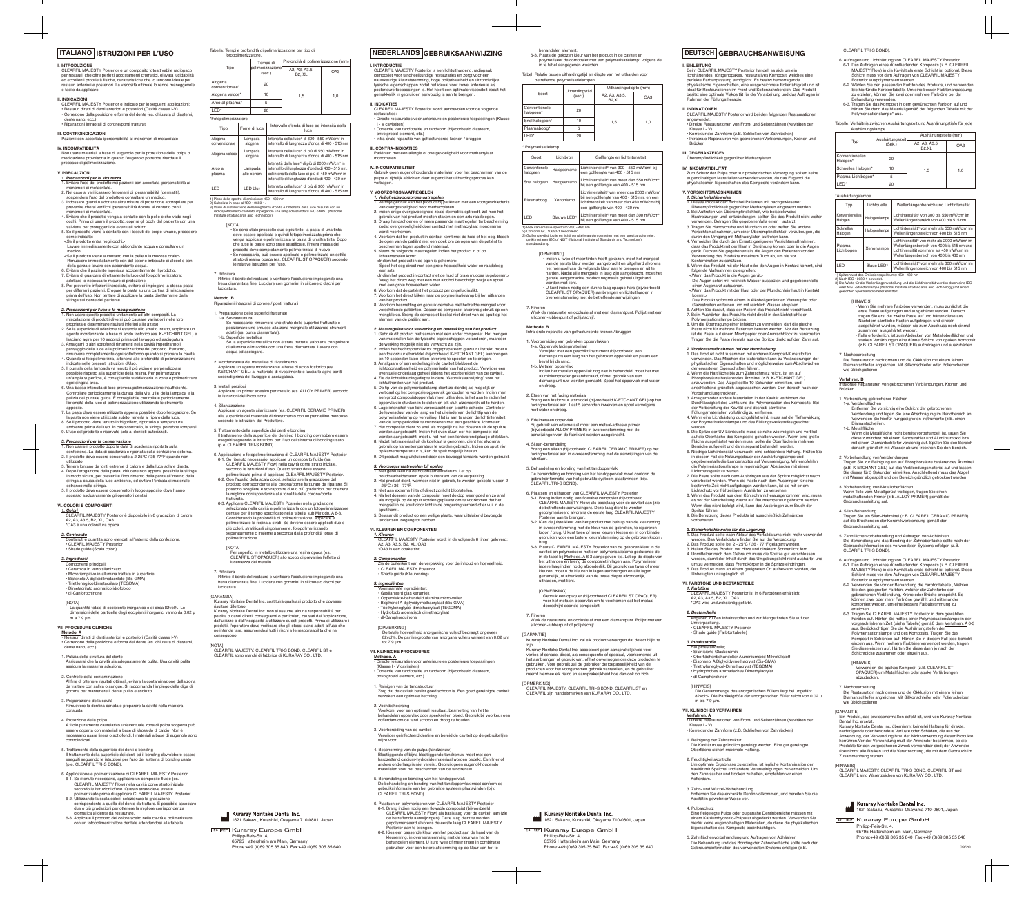# ITALIANO ISTRUZIONI PER L'USO

## I. INTRODUZIONE

CLEARFIL MAJESTY Posterior è un composito fotoattivabile radiopaco per restauri, che offre perfetti accostamenti cromatici, elevata lucidabilità ed eccellenti proprietà fisiche, caratteristiche che lo rendono ideale per restauri anteriori e posteriori. La viscosità ottimale lo rende maneggevole e facile da applicare.

## II. INDICAZIONI

CLEARFIL MAJESTY Posterior è indicato per le seguenti applicazioni:
- Restauri diretti di denti anteriori e posteriori (Cavità classe I-V)
- Correzione della posizione e forma del dente (es. chiusura di diastemi, dente nano, ecc.)
- Riparazioni intraorali di corone/ponti fratturati

## III. CONTROINDICAZIONI

Pazienti con accertata ipersensibilità ai monomeri di metacrilato

## IV. INCOMPATIBILITÀ

Non usare materiali a base di eugenolo per la protezione della polpa o medicazione provvisoria in quanto l'eugenolo potrebbe ritardare il processo di polimerizzazione.

## V. PRECAUZIONI

### 1. Precauzioni per la sicurezza

1. Evitare l'uso del prodotto nei pazienti con accertata ipersensibilità ai monomeri di metacrilato.
2. Nel caso si verificassero fenomeni di ipersensibilità (dermatiti), sospendere l'uso del prodotto e consultare un medico.
3. Indossare guanti o adottare altre misure di protezione appropriate per prevenire che si verifichi ipersensibilità dovuta al contatto con i monomeri di metacrilato.
4. Evitare che il prodotto venga a contatto con la pelle o che vada negli occhi. Prima di usare il prodotto, coprire gli occhi del paziente con una salvietta per proteggerli da eventuali schizzi.
5. Se il prodotto viene a contatto con i tessuti del corpo umano, procedere come indicato:
   <Se il prodotto entra negli occhi>
   Lavare immediatamente con abbondante acqua e consultare un medico.
   <Se il prodotto viene a contatto con la pelle o la mucosa orale>
   Rimuovere immediatamente con del cotone imbevuto di alcool o con della garza e lavare con abbondante acqua.
6. Evitare che il paziente ingerisca accidentalmente il prodotto.
7. Evitare di guardare direttamente la luce del fotopolimerizzatore; adottare le necessarie misure di protezione.
8. Per prevenire infezioni incrociate, evitare di impiegare la stessa pasta per differenti pazienti. Erogare la pasta su una cartina di miscelazione prima dell'uso. Non tentare di applicare la pasta direttamente dalla siringa sul dente del paziente.

### 2. Precauzioni per l'uso e la manipolazione

1. Non usare questo prodotto unitamente ad altri compositi. La miscelazione di prodotti diversi può causare variazioni nelle loro proprietà e determinare risultati inferiori alle attese.
2. Se la superficie di adesione si estende allo smalto intatto, applicare un agente mordenzante a base di acido fosforico (es. K-ETCHANT GEL) e lasciarlo agire per 10 secondi prima del lavaggio ed asciugatura.
3. Amalgami o altri sottofondi rimanenti nella cavità impediranno il passaggio della luce e la polimerizzazione del prodotto. Pertanto, rimuovere completamente ogni sottofondo quando si prepara la cavità.
4. Quando si fotopolimerizza, attenersi alle profondità di polimerizzazione indicate nelle presenti Istruzioni d'Uso.
5. Il puntale della lampada va tenuto il più vicino e perpendicolare possibile rispetto alla superficie della resina. Per polimerizzare un'ampia superficie, è consigliabile suddividerla in zone e polimerizzare ogni singola area.
6. Una bassa intensità di luce provoca polimerizzazione insufficiente. Controllare periodicamente la durata della vita utile della lampada e la pulizia del puntale guida. È consigliabile controllare periodicamente l'intensità della luce di polimerizzazione utilizzando lo strumento apposito.
7. La pasta deve essere utilizzata appena possibile dopo l'erogazione. Se la pasta non viene utilizzata subito, tenerla al riparo dalla luce.
8. Se il prodotto viene tenuto in frigorifero, riportarlo a temperatura ambiente prima dell'uso. In caso contrario, la siringa potrebbe rompersi.
9. L'uso del prodotto è riservato solo ai dentisti autorizzati.

### 3. Precauzioni per la conservazione

1. Non usare il prodotto dopo la data di scadenza riportata sulla confezione. La data di scadenza è riportata sulla confezione esterna.
2. Il prodotto deve essere conservato a 2-25°C / 36-77°F quando non utilizzato.
3. Tenere lontano da fonti estreme di calore e dalla luce solare diretta.
4. Dopo l'erogazione della pasta, chiudere non appena possibile la siringa in modo sicuro, per prevenire l'indurimento della pasta all'interno della siringa a causa della luce ambiente, ed evitare l'ingresso di materiali estranei nella siringa.
5. Il prodotto deve essere conservato in luogo apposito dove hanno accesso esclusivamente gli operatori dentali.

## VI. COLORI E COMPONENTI

### 1. Colori

CLEARFIL MAJESTY Posterior è disponibile in 6 gradazioni di colore; A2, A3, A3.5, B2, XL, OA3
*OA3 è una colorazione opaca.

### 2. Contenuto

Contenuti e quantità sono elencati all'esterno della confezione.
- CLEARFIL MAJESTY Posterior
- Shade guide (Scala colori)

### 3. Ingredienti

Componenti principali:
- Ceramica in vetro silanizzato
- Microriempitivo in allumina trattata in superficie
- Bisfenolo A diglicidilmetacrilato (Bis-GMA)
- Trietilenoglicoldimetacrilato (TEGDMA)
- Dimetacrilato aromatico idrofobico
- dl-Canforochinone

[NOTA]

La quantità totale di riempitivo inorganico è di circa 82wt%. Le dimensioni delle particelle degli eccipienti inorganici vanno da 0,02 µ m a 7,9 µm.

## VII. PROCEDURE CLINICHE

### Metodo A

- Restauri diretti di denti anteriori e posteriori (Cavità classe I-V)
- Correzione della posizione e forma del dente (es. chiusura di diastemi, dente nano, ecc.)

1. Pulizia della struttura del dente
   Assicurarsi che la cavità sia adeguatamente pulita. Una cavità pulita assicura la massima adesione.

2. Controllo della contaminazione
   Al fine di ottenere risultati ottimali, evitare la contaminazione della zona da trattare con saliva o sangue. Si raccomanda l'impiego della diga di gomma per mantenere il dente pulito e asciutto.

3. Preparazione della cavità
   Rimuovere la dentina cariata e preparare la cavità nella maniera consueta.

4. Protezione della polpa
   A titolo puramente cautelativo un'eventuale zona di polpa scoperta può essere coperta con materiali a base di idrossido di calcio. Non è necessario usare liners o sottofondi. I materiali a base di eugenolo sono controindicati.

5. Trattamento della superficie dei denti e bonding
   Il trattamento della superficie dei denti ed il bonding dovrebbero essere eseguiti seguendo le istruzioni per l'uso del sistema di bonding usato (p.e. CLEARFIL TRI-S BOND).

6. Applicazione e polimerizzazione di CLEARFIL MAJESTY Posterior
   6-1. Se ritenuto necessario, applicare un composito fluido (es. CLEARFIL MAJESTY Flow) nella cavità come strato iniziale, secondo le istruzioni d'uso. Questo strato deve essere polimerizzato prima di applicare CLEARFIL MAJESTY Posterior.
   6-2. Utilizzando la scala colori, selezionare la gradazione corrispondente a quella del dente da trattare. È possibile associare due o più gradazioni per ottenere la migliore corrispondenza cromatica al dente da restaurare.
   6-3. Applicare il prodotto del colore scelto nella cavità e polimerizzare con un fotopolimerizzatore dentale attendendosi alla tabella.

Tabella: Tempi e profondità di polimerizzazione per tipo di fotopolimerizzatore.

| Tipo | Tempo di polimerizzazione (sec.) | Profondità di polimerizzazione (mm) | |
|---|---|---|---|
| | | A2, A3, A3.5, B2, XL | OA3 |
| Alogena convenzionale* | 20 | 1,5 | 1,0 |
| Alogena veloce* | 10 | | |
| Arco al plasma* | 5 | | |
| LED* | 20 | | |

*Fotopolimerizzatore

| Tipo | Fonte di luce | Intervallo d'onda di luce ed intensità della luce |
|---|---|---|
| Alogena convenzionale | Lampada alogena | Intensità della luce[1] di 300 - 550 mW/cm² in intervallo di lunghezza d'onda di 400 - 515 nm |
| Alogena veloce | Lampada alogena | Intensità della luce[1] di più di 550 mW/cm² in intervallo di lunghezza d'onda di 400 - 515 nm |
| Arco al plasma | Lampada allo xenon | Intensità della luce[1] di più di 2000 mW/cm² in intervallo di lunghezza d'onda di 400 - 515 nm, ed intensità della luce di più di 450 mW/cm² in intervallo di lunghezza d'onda di 400 - 430 nm |
| LED | LED blu[1] | Intensità della luce[1] di più di 300 mW/cm² in intervallo di lunghezza d'onda di 400 - 515 nm |

1) Picco dello spettro di emissione: 450 - 480 nm
2) Calcolata in base all'ISO 10650-1.
3) Valori di distribuzione della lunghezza d'onda e l'intensità della luce misurati con un radiospettrometro calibrato impiegando una lampada standard IEC o NIST (National Institute of Standards and Technology)

[NOTA]
- Se sono state prescelte due o più tinte, la pasta di una tinta deve essere applicata e quindi fotopolimerizzata prima che venga applicata e polimerizzata la pasta di un'altra tinta. Dopo che tutte le paste sono state stratificate, l'intera massa del prodotto deve completamente polimerizzata di nuovo.
- Se necessario, può essere applicato e polimerizzato un sottile strato di resina opaca (es. CLEARFIL ST OPAQUER) secondo le istruzioni per l'uso.

7. Rifinitura
   Rifinire il bordo del restauro e verificare l'occlusione impiegando una fresa diamantata fine. Lucidare con gommini in silicone o dischi per lucidatura.

### Metodo B

Riparazioni intraorali di corone / ponti fratturati

1. Preparazione delle superfici fratturate
   1-a. Sovrastruttura
   Se necessario, rimuovere uno strato delle superfici fratturate e posizionare uno smusso alla zona marginale utilizzando strumenti adatti (es. punte diamantate).
   1-b. Superficie metallica
   Se la superficie metallica non è stata trattata, sabbiarla con polvere di allumina o irruvidirla con una fresa diamantata. Lavare con acqua ed asciugare.

2. Mordenzatura del materiale di rivestimento
   Applicare un agente mordenzante a base di acido fosforico (es. KETCHANT GEL) al materiale di rivestimento e lasciarlo agire per 5 secondi prima del lavaggio e asciugatura.

3. Metalli preziosi
   Applicare un primer adesivo per metallo (es. ALLOY PRIMER) secondo le istruzioni del Produttore.

4. Silanizzazione
   Applicare un agente silanizzante (es. CLEARFIL CERAMIC PRIMER) alla superficie del materiale di rivestimento con un pennellino monouso, secondo le istruzioni del Produttore.

5. Trattamento della superficie dei denti e bonding
   Il trattamento della superficie dei denti ed il bonding dovrebbero essere eseguiti seguendo le istruzioni per l'uso del sistema di bonding usato (p.e. CLEARFIL TRI-S BOND).

6. Applicazione e fotopolimerizzazione di CLEARFIL MAJESTY Posterior
   6-1. Se ritenuto necessario, applicare un composito fluido (es. CLEARFIL MAJESTY Flow) nella cavità come strato iniziale, secondo le istruzioni d'uso. Questo strato deve essere polimerizzato prima di applicare CLEARFIL MAJESTY Posterior.
   6-2. Con l'ausilio della scala colori, selezionare la gradazione del prodotto corrispondente alla corona/ponte fratturato da riparare. Si possono scegliere e sovrapporre due o più gradazioni per ottenere la migliore corrispondenza alla tonalità della corona/ponte fratturata.
   6-3. Applicare CLEARFIL MAJESTY Posterior nella gradazione selezionata nella cavità e polimerizzarlo con un fotopolimerizzatore dentale per il tempo specificato nella tabella sub Metodo A 6-3. Considerando la profondità di polimerizzazione, applicare e polimerizzare la resina a strati. Se devono essere applicati due o più colori, stratificarli singolarmente, fotopolimerizzando separatamente o insieme a seconda della profondità totale di polimerizzazione.

   [NOTA]
   Per superfici in metallo utilizzare una resina opaca (es. CLEARFIL ST OPAQUER) allo scopo di prevenire l'effetto di lucentezza del metallo.

7. Rifinitura
   Rifinire il bordo del restauro e verificare l'occlusione impiegando una fresa diamantata fine. Lucidare con gommini in silicone o dischi per lucidatura.

[GARANZIA]

Kuraray Noritake Dental Inc. sostituirà qualsiasi prodotto che dovesse risultare difettoso.
Kuraray Noritake Dental Inc. non si assume alcuna responsabilità per perdita o danni diretti, conseguenti o particolari, causati dall'applicazione, dall'utilizzo o dall'incapacità a utilizzare questi prodotti. Prima di impiegare i prodotti, l'operatore deve verificare che gli stessi siano adatti all'uso che ne intende fare, assumendosi tutti i rischi e le responsabilità che ne conseguono.

[NOTA]

CLEARFIL MAJESTY, CLEARFIL TRI-S BOND, CLEARFIL ST e CLEARFIL sono marchi di fabbrica di KURARAY CO., LTD.

Kuraray Noritake Dental Inc.
1621 Sakazu, Kurashiki, Okayama 710-0801, Japan

EC REP Kuraray Europe GmbH
Philipp-Reis-Str. 4,
65795 Hattersheim am Main, Germany
Phone:+49 (0)69 305 35 840 Fax:+49 (0)69 305 35 640

# NEDERLANDS GEBRUIKSAANWIJZING

## I. INTRODUCTIE

CLEARFIL MAJESTY Posterior is een lichtuithardend, radiopaak composiet voor tandheelkundige restauraties en zorgt voor een nauwkeurige kleurafstemming, hoge polijstbaarheid en uitzonderlijke fysische eigenschappen zodat het ideaal voor anterieure als posterieure restauraties is. Het heeft een optimale viscositeit zodat het gemakkelijk in gebruik en eenvoudig is aan te brengen.

## II. INDICATIES

CLEARFIL MAJESTY Posterior wordt aanbevolen voor de volgende restauraties:
- Directe restauraties voor anterieure en posterieure toepassingen (Klasse I - V caviteiten)
- Correctie van tandpositie en tandvorm (bijvoorbeeld diasteem, onvolgroeid element, etc.)
- Intra-orale reparatie van gefractureerde kronen / bruggen

## III. CONTRA-INDICATIES

Patiënten met een allergie of overgevoeligheid voor methacrylaat monomeren

## IV. INCOMPATIBILITEIT

Gebruik geen eugenolhoudende materialen voor het beschermen van de pulpa of tijdelijk afdichten daar eugenol het uithardingsproces kan vertragen.

## V. VOORZORGSMAATREGELEN

### 1. Veiligheidsvoorzorgsmaatregelen

1. Vermijd gebruik van het product bij patiënten met een voorgeschiedenis van overgevoeligheid voor methacrylaten.
2. Indien enige overgevoeligheid zoals dermatitis optreedt, zal men het gebruik van het product moeten staken en een arts raadplegen.
3. Draag handschoenen of neem passende maatregelen ter bescherming zodat overgevoeligheid door contact met methacrylaat monomeren wordt voorkomen.
4. Voorkom dat het product in contact komt met de huid of het oog. Bedek de ogen van de patiënt met een doek om de ogen van de patiënt te beschermen tegen spattend materiaal.
5. Neem de volgende maatregelen indien het product in of op lichaamsdelen komt:
   <Indien het product in de ogen is gekomen>
   Spoel het oog direct met een grote hoeveelheid water en raadpleeg een arts.
   <Indien het product in contact met de huid of orale mucosa is gekomen>
   Veeg het direct weg met een met alcohol bevochtigd watje en spoel met een grote hoeveelheid water.
6. Voorkom dat de patiënt het product per ongeluk inslikt.
7. Voorkom het direct kijken naar de polymerisatielamp bij het uitharden van het product.
8. Voorkom besmetting en gebruik derhalve niet hetzelfde mengsel voor verschillende patiënten. Doseer de composiet alvorens gebruik op een mengblokje. Breng de composiet beslist niet direct van de spuit op het element van de patiënt aan.

### 2. Maatregelen voor verwerking en bewerking van het product

1. Gebruik dit product niet samen met een ander composiet. Het mengen van materialen kan de fysische eigenschappen veranderen, waardoor de werking mogelijk niet als verwacht zal zijn.
2. Indien het hechtoppervlak tot ongeprepareerd glazuur uitstrekt, moet u een fosforzuur etsmiddel (bijvoorbeeld K-ETCHANT GEL) aanbrengen en 10 seconden laten zitten alvorens te spoelen en te drogen.
3. Amalgaam of een onderlaag in de caviteit blokkeert de lichtdoorlaatbaarheid en polymerisatie van het product. Verwijder een eventuele onderlaag geheel bij het voorbereiden van de caviteit.
4. Zie de lichtuithardingsdiepte in deze "Gebruiksaanwijzing" voor het lichtuitharden van het product.
5. De tip van de polymerisatielamp dient zo dichtbij als mogelijk en verticaal op het composietoppervlak gehouden te worden. Indien men een groot composietoppervlak moet uitharden, is het aan te raden het oppervlak in stukken in te delen en elk stuk afzonderlijk uit te harden.
6. Lage intensiteit van licht veroorzaakt een slechte adhesie. Controleer de levensduur van de lamp en het uiteinde van de lichttip van de polymerisatielamp op vervuiling. Het is aan te raden de lichtintensiteit van de lamp periodiek te controleren met een geschikte lichtmeter.
7. Het composiet dient zo snel als mogelijk na het doseren uit de spuit te worden aangebracht. Indien het even duurt eer het composiet zal worden aangebracht, moet u het met een lichtwerend plaatje afdekken.
8. Nadat het materiaal uit de koelkast is genomen, dient het alvorens gebruik op kamertemperatuur te worden gebracht. Indien de spuit niet op kamertemperatuur is, kan de spuit mogelijk breken.
9. Dit product mag uitsluitend door een bevoegd tandarts worden gebruikt.

### 3. Voorzorgsmaatregelen bij opslag

1. Niet gebruiken na de houdbaarheidsdatum. Let op houdbaarheidsdatum op de buitenkant van de verpakking.
2. Het product dient, wanneer niet in gebruik, te worden gekoeld tussen 2 - 25°C / 36 - 77°F.
3. Niet aan extreme hitte of direct zonlicht blootstellen.
4. Na het doseren van de composiet moet de dop weer goed en zo snel als mogelijk op de spuit worden geplaatst om te voorkomen dat het mengsel in de spuit door licht in de omgeving verhard of er vuil in de spuit komt.
5. Bewaar dit product op een veilige plaats, waar uitsluitend bevoegde tandartsen toegang tot hebben.

## VI. KLEUREN EN COMPONENTEN

### 1. Kleuren

CLEARFIL MAJESTY Posterior wordt in de volgende 6 tinten geleverd; A2, A3, A3.5, B2, XL, OA3
*OA3 is een opake tint.

### 2. Componenten

Zie de buitenkant van de verpakking voor de inhoud en hoeveelheid.
- CLEARFIL MAJESTY Posterior
- Shade guide (Kleurenring)

### 3. Ingrediënten

Voornaamste ingrediënten:
- Gesilaneerd glas keramiek
- Oppervlakte-behandeld alumina micro-vuller
- Bisphenol A diglycidylmethacrylaat (Bis-GMA)
- Triethyleenglycol dimethacrylaat (TEGDMA)
- Hydrofoob aromatisch dimethacrylaat
- dl-Camphorquinone

[OPMERKING]

De totale hoeveelheid anorganische vulstof bedraagt ongeveer 82wt%. De partikelgrootte van anorgane vullers varieert van 0,02 µm tot 7,9 µm.

## VII. KLINISCHE PROCEDURES

### Methode A

- Directe restauraties voor anterieure en posterieure toepassingen. (Klasse I - V caviteiten)
- Correctie van tandpositie en tandvorm (bijvoorbeeld diasteem, onvolgroeid element, etc.)

1. Reinigen van de tandstructuur
   Zorg dat de caviteit beslist goed schoon is. Een goed gereinigde caviteit verzekert een optimale hechting.

2. Vochtbeheersing
   Voorkom, voor een optimaal resultaat, besmetting van het te behandelen oppervlak door speeksel en bloed. Gebruik bij voorkeur een cofferdam om de tand schoon en droog te houden.

3. Voorbereiding van de caviteit
   Verwijder geïnfecteerd dentine en bereid de caviteit op de gebruikelijke wijze voor.

4. Bescherming van de pulpa (tandzenuw)
   Blootliggende of bijna blootliggende tandzenuw moet met een hardzettend calcium-hydroxide materiaal worden bedekt. Een liner of andere onderlaag is niet vereist. Gebruik geen eugenol-houdende materialen voor het beschermen van de tandzenuw.

5. Behandeling en bonding van het tandoppervlak
   De behandeling en bonding van het tandoppervlak volgen de gebruiksinformatie van het gebruikte bonding systeem (bijv. CLEARFIL TRI-S BOND).

6. Plaatsen en polymeriseren van CLEARFIL MAJESTY Posterior
   6-1. Breng indien nodig een flowable composiet (bijvoorbeeld CLEARFIL MAJESTY Flow) als basislaag voor de caviteit aan (zie de betreffende aanwijzingen). Deze laag dient te worden gepolymeriseerd alvorens de eerste laag CLEARFIL MAJESTY Posterior aan te brengen.
   6-2. Kies een passende kleur van het product aan de hand van de kleurenring, in overeenstemming met de kleur van het te behandelen element. U kunt twee of meer tinten in combinatie gebruiken voor een betere afstemming op de kleur van het te behandelen element.
   6-3. Plaats de gekozen kleur van het product in de caviteit en polymeriseer de composiet met een polymerisatielamp* volgens de in de tabel aangegeven waarden.

Tabel: Relatie tussen uithardingstijd en diepte van het uitharden voor betreffende polymerisatielampen.

| Soort | Uithardingstijd (sec.) | Uithardingsdiepte (mm) | |
|---|---|---|---|
| | | A2, A3, A3.5, B2,XL | OA3 |
| Conventionele halogeen* | 20 | 1,5 | 1,0 |
| Snel halogeen* | 10 | | |
| Plasmaboog* | 5 | | |
| LED* | 20 | | |

* Polymerisatielamp

| Soort | Lichtbron | Golflengte en lichtintensiteit |
|---|---|---|
| Conventionele halogeen | Halogeenlamp | Lichtintensiteit[3] van 300 - 550 mW/cm² bij een golflengte van 400 - 515 nm |
| Snel halogeen | Halogeenlamp | Lichtintensiteit[3] van meer dan 550 mW/cm² bij een golflengte van 400 - 515 nm |
| Plasmaboog | Xenonlamp | Lichtintensiteit[3] van meer dan 2000 mW/cm² bij een golflengte van 400 - 515 nm, en een lichtintensiteit van meer dan 450 mW/cm² bij een golflengte van 400 - 430 nm |
| LED | Blauwe LED[1] | Lichtintensiteit[3] van meer dan 300 mW/cm² bij een golflengte van 400 - 515 nm |

1) Piek van emissie-spectrum: 450 - 480 nm
2) Conform ISO 10650-1 berekend.
3) Golflengte-distributie en lichtintensiteitswaarden gemeten met een spectroradiometer, geijkt met een IEC of NIST (National Institute of Standards and Technology) standaardlamp

[OPMERKING]
- Indien u twee of meer tinten heeft gekozen, moet het mengsel van de eerste kleur worden aangebracht en uitgehard alvorens het mengsel van de volgende kleur aan te brengen en uit te harden. Nadat alle mengsels in laag zijn aangebracht, moet het geheel aangebrachte product nogmaals geheel uitgehard worden met licht.
- U kunt indien nodig een dunne laag opaque-hars (bijvoorbeeld CLEARFIL ST OPAQUER) aanbrengen en lichtuitharden in overeenstemming met de betreffende aanwijzingen.

7. Fineren
   Werk de restauratie en occlusie af met een diamantpunt. Polijst met een siliconen-rubberpunt of polijstschijf.

### Methode B

Intra-orale reparatie van gefractureerde kronen / bruggen

1. Voorbereiding van gebroken oppervlakken
   1-a. Opperviak facingmateriaal
   Verwijder met een geschikt instrument (bijvoorbeeld een diamantpunt) een laag van het gebroken oppervlak en plaats een bevel bij de rand.
   1-b. Metalen oppervlak
   Indien het metalen oppervlak nog niet is behandeld, moet het met aluminiumpoeder gezandstraald, of met gebruik van een diamantpunt ruw worden gemaakt. Spoel het oppervlak met water en droog.

2. Etsen van het facing materiaal
   Breng een fosforzuur etsmiddel (bijvoorbeeld K-ETCHANT GEL) op het facingmateriaal aan. Laat 5 seconden inwerken en spoel vervolgens met water en droog.

3. Edelmetalen oppervlak
   Bij gebruik van edelmetaal moet een metaal-adhesie primer (bijvoorbeeld ALLOY PRIMER) in overeenstemming met de aanwijzingen van de fabrikant worden aangebracht.

4. Silaan-behandeling
   Breng een silaan (bijvoorbeeld CLEARFIL CERAMIC PRIMER) op het facingmateriaal aan overeenstemming met de aanwijzingen van de fabrikant.

5. Behandeling en bonding van het tandoppervlak
   De behandeling en bonding van het tandoppervlak moet conform de gebruiksinformatie van het gebruikte systeem plaatsvinden (bijv. CLEARFIL TRI-S BOND).

6. Plaatsen en uitharden van CLEARFIL MAJESTY Posterior
   6-1. Breng indien nodig een flowable composiet (bijvoorbeeld CLEARFIL MAJESTY Flow) als basislaag voor de caviteit aan (zie de betreffende aanwijzingen). Deze laag dient te worden gepolymeriseerd alvorens de eerste laag CLEARFIL MAJESTY Posterior aan te brengen.
   6-2. Kies de juiste kleur van het product met behulp van de kleurenring in overeenstemming met de kleur van de te repareren gebroken kroon / brug. U kunt twee of meer kleuren kiezen en in combinatie gebruiken voor een betere kleurafstemming op de gebroken kroon / brug.
   6-3. Plaats CLEARFIL MAJESTY Posterior van de gekozen kleur in de caviteit en polymeriseer met een polymerisatielamp gedurende de in de tabel bij Methode A 6-3 aangegeven tijd. Let op de diepte van het uitharden en breng de composiet in lagen aan. Polymeriseer iedere laag indien nodig afzonderlijk. Bij gebruik van twee of meer kleuren, moet u de kleuren in lagen aanbrengen en alle lagen gezamelijk, of afzonderlijk van de totale diepte afzonderlijk, uitharden, met licht.

   [OPMERKING]
   Gebruik een opaquer (bijvoorbeeld CLEARFIL ST OPAQUER) voor het metalen oppervlak om te voorkomen dat het metaal doorschijnt door de composiet.

7. Fineren
   Werk de restauratie en occlusie af met een diamantpunt. Polijst met een siliconen-rubberpunt of polijstschijf.

[GARANTIE]

Kuraray Noritake Dental Inc. zal elk product vervangen dat defect blijkt te zijn.
Kuraray Noritake Dental Inc. accepteert geen aansprakelijkheid voor verlies of schade, direct, als consequentie of speciaal, voortkomende uit het aanbrengen of gebruik van, of het onvermogen om deze producten te gebruiken. Voor gebruik zal de gebruiker de toepasselijkheid van de producten voor het voorgenomen gebruik vaststellen, en de gebruiker neemt hiermee elk risico en aansprakelijkheid hoe dan ook op zich.

[OPMERKING]

CLEARFIL MAJESTY, CLEARFIL TRI-S BOND, CLEARFIL ST en CLEARFIL zijn handelsmerken van KURARAY CO., LTD.

Kuraray Noritake Dental Inc.
1621 Sakazu, Kurashiki, Okayama 710-0801, Japan

EC REP Kuraray Europe GmbH
Philipp-Reis-Str. 4,
65795 Hattersheim am Main, Germany
Phone:+49 (0)69 305 35 840 Fax:+49 (0)69 305 35 640

# DEUTSCH GEBRAUCHSANWEISUNG

## I. EINLEITUNG

Beim CLEARFIL MAJESTY Posterior handelt es sich um ein lichthärtendes, röntgenopakes, restauratives Komposit, welches eine perfekte Farbanpassung ermöglicht. Es besitzt hervorragende Polierbarkeit, gute Verarbeitbarkeit, eine ausgezeichnete Polierfähigkeit und ist ideal für Restaurationen von Front- und Seitenzähnen. Das Produkt besitzt eine optimale Viskosität für die Verarbeitung und das Auftragen im Rahmen der Füllungstherapie.

## II. INDIKATIONEN

CLEARFIL MAJESTY Posterior wird bei den folgenden Restaurationen angewendet:
- Direkte Restaurationen von Front- und Seitenzähnen (Kavitäten der Klasse I - V)
- Korrektur der Zahnform (z.B. Schließen von Zahnlücken)
- Intraorale Reparaturen von gebrochenen Verblendungen, Kronen und Brücken

## III. GEGENANZEIGEN

Überempfindlichkeit gegenüber Methacrylaten

## IV. INKOMPATIBILITÄT

Zum Schutz der Pulpa oder zur provisorischen Versorgung sollten keine eugenolhaltigen Materialien verwendet werden, da das Eugenol die physikalischen Eigenschaften des Komposits verändern kann.

## V. VORSICHTSMASSNAHMEN

### 1. Sicherheitshinweise

1. Dieses Produkt darf nicht bei Patienten mit nachgewiesener Überempfindlichkeit gegenüber Methacrylaten eingesetzt werden.
2. Bei Auftreten von Überempfindlichkeiten, wie beispielsweise Hautreizungen und -entzündungen, sollten Sie das Produkt nicht weiter verwenden. Befragen Sie gegebenenfalls einen Hautarzt.
3. Tragen Sie Handschuhe und Mundschutz oder treffen Sie andere Vorsichtsmaßnahmen, um einer Überempfindlichkeit vorzubeugen, die durch den Umgang mit Methacrylaten auftreten kann.
4. Vermeiden Sie durch den Einsatz geeigneter Vorsichtsmaßnahmen, dass das Produkt mit der Haut in Berührung kommt oder in die Augen gerät. Decken Sie gegebenenfalls die Augen des Patienten vor der Verwendung des Produkts mit einem Tuch ab, um sie vor Kontamination zu schützen.
5. Wenn das Produkt mit der Haut oder den Augen in Kontakt kommt, sind folgende Maßnahmen zu ergreifen:
   <Wenn das Produkt in die Augen gerät>
   Die Augen sofort mit reichlich Wasser ausspülen und gegebenenfalls einen Augenarzt aufsuchen.
   <Wenn das Produkt mit der Haut oder der Mundschleimhaut in Kontakt kommt>
   Das Produkt sofort mit einem in Alkohol getränkten Wattetupfer oder Gazestreifen entfernen und mit reichlich Wasser abspülen.
6. Achten Sie darauf, dass der Patient das Produkt nicht verschluckt.
7. Beim Aushärten des Produkts nicht direkt in das Licht der Polymerisationslampe blicken.
8. Um die Übertragung einer Infektion zu vermeiden, darf die gleiche Paste nicht für mehrere Patienten benutzt werden. Vor der Verwendung ist die Paste auf einem Mischpapier oder Anmischblock zu verarbeiten. Tragen Sie die Paste niemals aus der Spritze direkt auf den Zahn auf.

### 2. Vorsichtsmaßnahmen bei der Handhabung

1. Das Produkt nicht zusammen mit anderen Komposit-Kunststoffen verwenden. Das Mischen der Materialien kann zu Veränderungen der physikalischen Eigenschaften und möglicherweise zum Abweichen der erwarteten Eigenschaften führen.
2. Wenn die Haftfläche bis zum Zahnschmelz reicht, ist ein auf Phosphorsäure basierendes Ätzmittel (z.B. K-ETCHANT GEL) anzuwenden. Das Ätzgel sollte 10 Sekunden einwirken, und anschließend gründlich abgewaschen werden. Den Bereich nach der Vorbehandlung trocknen.
3. Amalgam oder andere Materialien in der Kavität verhindert die Durchlässigkeit des Lichts und die Polymerisation des Komposits. Bei der Vorbereitung der Kavität sind deshalb sämtliche Füllungsmaterialien vollständig zu entfernen.
4. Wenn eine Lichthärtung durchgeführt wird, muss auf die Tiefenwirkung der Polymerisationslampe und die Füllungsverhältnisse geachtet werden.
5. Die Spitze der UV-Lichtquelle muss so nahe wie möglich und vertikal auf die Oberfläche des Komposits gehalten werden. Wenn eine große Fläche ausgehärtet werden muss, sollte die Oberfläche in mehrere Bereiche aufgeteilt und dann separat behandelt werden.
6. Niedrige Lichtintensität verursacht eine schlechtere Haftung. Prüfen Sie in diesem Fall die Nutzungsdauer der Aushärtungslampe und gegebenenfalls die Lampenspitze auf Verunreinigung. Wir empfehlen die Polymerisationslampen in regelmäßigen Abständen mit einem Lichtmessgerät zu warten.
7. Die Paste sollte nach dem Ausbringen aus der Spritze möglichst rasch verarbeitet werden. Wenn die Paste nach dem Ausbringen für eine bestimmte Zeit nicht aufgetragen werden kann, ist sie mit einem Lichtschutz vor frühzeitiger Aushärtung zu versehen.
8. Wenn das Produkt aus dem Kühlschrank herausgenommen wird, muss es vor der Verwendung zuerst auf Raumtemperatur gebracht werden. Wenn dies nicht befolgt wird, kann das Ausbringen aus der Spritze erschwert werden.
9. Die Benutzung dieses Produkts ist ausschließlich Zahnärzten vorbehalten.

### 3. Sicherheitshinweise für die Lagerung

1. Das Produkt sollte nach Ablauf des Verfallsdatums nicht mehr verwendet werden. Das Verfallsdatum finden Sie auf der Verpackung.
2. Das Produkt sollte bei 2 - 25°C / 36 - 77°F gelagert werden.
3. Halten Sie das Produkt von Hitze und direktem Sonnenlicht fern.
4. Unmittelbar nach dem Gebrauch muss die Spritze gut verschlossen werden, damit der Inhalt durch das Umgebungslicht nicht aushärtet und um zu vermeiden, dass Fremdkörper in die Spritze eindringen.
5. Das Produkt muss an einem geeigneten Ort aufbewahrt werden, der Unbefugten unzugänglich ist.

## VI. FARBTÖNE UND BESTANDTEILE

### 1. Farbtöne

CLEARFIL MAJESTY Posterior ist in 6 Farbtönen erhältlich; A2, A3, A3.5, B2, XL, OA3
*OA3 wird undurchsichtig geliefert.

### 2. Bestandteile

Angaben zu den Inhaltsstoffen und zur Menge finden Sie auf der Umverpackung.
- CLEARFIL MAJESTY Posterior
- Shade guide (Farbtontabelle)

### 3. Inhaltsstoffe

Hauptbestandteile:
- Silanisierte Glaskeramik
- Oberflächenbehandelter Aluminiumoxid-Mikrofüllstoff
- Bisphenol A diglycidylmethacrylat (Bis-GMA)
- Triethylenglycol-Dimethacrylat (TEGDMA)
- Hydrophobes aromatisches Dimethylacrylat
- dl-Campherchinon

[HINWEIS]

Die Gesamtmenge des anorganischen Füllers liegt bei ungefähr 82wt%. Die Partikelgröße der anorganischen Füller reicht von 0,02 µ m bis 7,9 µm.

## VII. KLINISCHES VERFAHREN

### Verfahren A

- Direkte Restaurationen von Front- und Seitenzähnen (Kavitäten der Klasse I - V)
- Korrektur der Zahnform (z.B. Schließen von Zahnlücken)

1. Reinigung der Zahnstruktur
   Die Kavität muss gründlich gereinigt werden. Eine gut gereinigte Oberfläche sichert maximale Haftung.

2. Feuchtigkeitskontrolle
   Um optimale Ergebnisse zu erzielen, ist jegliche Kontamination der Kavität mit Speichel und anderen Verunreinigungen zu vermeiden. Um den Zahn sauber und trocken zu halten, empfehlen wir einen Kofferdam.

3. Zahn- und Wurzel-Vorbehandlung
   Entfernen Sie das erkrankte Dentin vollkommen, und bereiten Sie die Kavität in gewohnter Weise vor.

4. Pulpaschutz
   Eine freigelegte Pulpa oder pulpennahe Dentinbereiche müssen mit einem Kalziumhydroxid-Präparat abgedeckt werden. Verwenden Sie hierfür keine eugenolhaltigen Materialien, da diese die physikalischen Eigenschaften des Komposits beeinträchtigen.

5. Zahnflächenvorbehandlung und Auftragen von Adhäsiven
   Die Behandlung und das Bonding der Zahnoberfläche sollte nach der Gebrauchsinformation des verwendeten Systems erfolgen (z.B. CLEARFIL TRI-S BOND).

6. Auftragen und Lichthärtung von CLEARFIL MAJESTY Posterior
   6-1. Das Auftragen eines dünnfließenden Komposits (z.B. CLEARFIL MAJESTY Flow) in die Kavität als erste Schicht ist optional. Diese Schicht muss vor dem Auftragen von CLEARFIL MAJESTY Posterior auspolymerisiert werden.
   6-2. Wählen Sie den passenden Farbton des Produkts, und verwenden Sie hierfür die Farbtontabelle. Um eine bessere Farbtonanpassung zu erzielen, können Sie zwei oder mehrere Farbtöne bei der Behandlung verwenden.
   6-3. Tragen Sie das Komposit in dem gewünschten Farbton auf und härten Sie dann das Material gemäß der folgenden Tabelle mit der Polymerisationslampe* aus.

Tabelle: Verhältnis zwischen Aushärtungszeit und Aushärtungstiefe für jede Aushärtungslampe.

| Typ | Aushärtungszeit (Sek.) | Aushärtungstiefe (mm) | |
|---|---|---|---|
| | | A2, A3, A3.5, B2,XL | OA3 |
| Konventionelles Halogen* | 20 | 1,5 | 1,0 |
| Schnelles Halogen* | 10 | | |
| Plasma-Lichtbogen* | 5 | | |
| LED* | 20 | | |

*Aushärtungslampe

| Typ | Lichtquelle | Wellenlängenbereich und Lichtintensität |
|---|---|---|
| Konventionelles Halogen | Halogenlampe | Lichtintensität[3] von 300 bis 550 mW/cm² im Wellenlängenbereich von 400 bis 515 nm |
| Schnelles Halogen | Halogenlampe | Lichtintensität[3] von mehr als 550 mW/cm² im Wellenlängenbereich von 400 bis 515 nm |
| Plasma-Lichtbogen | Xenonlampe | Lichtintensität[3] von mehr als 2000 mW/cm² im Wellenlängenbereich von 400 bis 515 nm und Lichtintensität von mehr als 450 mW/cm² im Wellenlängenbereich von 400 bis 430 nm |
| LED | Blaue LED[1] | Lichtintensität[3] von mehr als 300 mW/cm² im Wellenlängenbereich von 400 bis 515 nm |

1) Spitzenwert des Emissionsspektrums: 450 - 480 nm
2) Nach ISO 10650-1 bewertet.
3) Die Werte für die Wellenlängenverteilung und die Lichtintensität wurden durch eine IEC- oder NIST-Standardlampe (National Institute of Standards and Technology) mit einem geeichten Spektralradiometer ermittelt

[HINWEIS]
- Wenn Sie mehrere Farbtöne verwenden, muss zunächst die erste Paste aufgetragen und ausgehärtet werden. Danach tragen Sie erst die zweite Paste auf und härten diese aus. Nachdem sämtliche Pasten aufgetragen und einzeln ausgehärtet wurden, müssen sie zum Abschluss noch einmal zusammen ausgehärtet werden.
- Falls erforderlich, ist zum Abdecken von Metalloberflächen und starken Verfärbungen eine dünne Schicht von opaken Komposit (z.B. CLEARFIL ST OPAQUER) aufzutragen und auszuhärten.

7. Nachbearbeitung
   Die Restauration nachformen und die Okklusion mit einem feinen Diamantschleifer angleichen. Mit Silikonschleifer oder Polierscheiben wie üblich polieren.

### Verfahren B

Intraorale Reparaturen von gebrochenen Verblendungen, Kronen und Brücken

1. Vorbereitung gebrochener Flächen
   1-a. Verblendflächen
   Entfernen Sie vorsichtig eine Schicht der gebrochenen Verblendung und legen Sie eine Abschrägung im Randbereich an. Verwenden Sie hierfür nur geeigneten Instrumente (z.B. einen Diamantschleifer).
   1-b. Metallfläche
   Wenn die Metallfläche nicht bereits vorbehandelt ist, rauen Sie diese zunächst mit einem Sandstrahler und Aluminiumoxid bzw. mit einem Diamantschleifer vorsichtig auf. Spülen Sie den Bereich danach gründlich mit Wasser ab und trocknen Sie den Bereich.

2. Vorbehandlung von Verblendungen
   Tragen Sie zur Reinigung ein auf Phosphorsäure basierendes Ätzmittel (z.B. K-ETCHANT GEL) auf das Verblendungsmaterial auf und lassen Sie dieses 5 Sekunden einwirken. Anschließend muss das Ätzgel mit Wasser abgespült und der Bereich gründlich getrocknet werden.

3. Vorbehandlung von Metalloberflächen
   Wenn Teile von Metallgerüst freiliegen, tragen Sie einen metallhaftenden Primer (z.B. ALLOY PRIMER) gemäß der Gebrauchsanweisung auf.

4. Silan-Behandlung
   Tragen Sie ein Silan-Haftmittel (z.B. CLEARFIL CERAMIC PRIMER) auf die Bruchseiten der Keramikverblendung gemäß der Gebrauchsanweisung auf.

5. Zahnflächenvorbehandlung und Auftragen von Adhäsiven
   Die Behandlung und das Bonding der Zahnoberfläche sollte nach der Gebrauchsinformation des verwendeten Systems erfolgen (z.B. CLEARFIL TRI-S BOND).

6. Auftragen und Lichthärtung von CLEARFIL MAJESTY Posterior
   6-1. Das Auftragen eines dünnfließenden Komposits (z.B. CLEARFIL MAJESTY Flow) in die Kavität als erste Schicht ist optional. Diese Schicht muss vor dem Auftragen von CLEARFIL MAJESTY Posterior auspolymerisiert werden.
   6-2. Verwenden Sie vor der Behandlung die Farbtontabelle. Wählen Sie den geeigneten Farbton, der der Zahnfarbe der gebrochenen Verblendung, Krone oder Brücke entspricht. Es können zwei oder mehr Farbtöne gewählt und miteinander kombiniert werden, um eine bessere Farbabstimmung zu erreichen.
   6-3. Tragen Sie CLEARFIL MAJESTY Posterior in dem gewählten Farbton auf. Härten Sie mittels einer Polymerisationslampe in der vorgeschriebenen Zeit (siehe Tabelle) gemäß dem Verfahren A 6-3 aus. Berücksichtigen Sie die Aushärtungstiefen der Polymerisationslampe und des Komposits. Tragen Sie das Komposit in Schichten auf. Härten Sie in diesem Fall jede Schicht einzeln aus. Wenn mehrere Farbtöne verwendet werden, tragen Sie diese einzeln auf. Härten Sie diese dann je nach der Schichtdicke zusammen oder einzeln aus.

   [HINWEIS]
   Verwenden Sie opakes Komposit (z.B. CLEARFIL ST OPAQUER) um Metallflächen oder starke Verfärbungen abzudecken.

7. Nachbearbeitung
   Die Restauration nachformen und die Okklusion mit einem feinen Diamantschleifer angleichen. Mit Silikonschleifer oder Polierscheiben wie üblich polieren.

[GARANTIE]

Ein Produkt, das erwiesenermaßen defekt ist, wird von Kuraray Noritake Dental Inc. ersetzt.
Kuraray Noritake Dental Inc. übernimmt keinerlei Haftung für direkte, nachfolgende oder besondere Verluste oder Schäden, die aus der Anwendung, der Verwendung bzw. der Nichtverwendung dieser Produkte herrühren. Vor der Verwendung muß der Anwender bestimmen, ob die Produkte für den vorgesehenen Zweck verwendbar sind; der Anwender übernimmt alle Risiken und die Verantwortung, die mit dem Gebrauch im Zusammenhang stehen.

[HINWEIS]

CLEARFIL MAJESTY, CLEARFIL TRI-S BOND, CLEARFIL ST und CLEARFIL sind Warenzeichen von KURARAY CO., LTD.

Kuraray Noritake Dental Inc.
1621 Sakazu, Kurashiki, Okayama 710-0801, Japan

EC REP Kuraray Europe GmbH
Philipp-Reis-Str. 4,
65795 Hattersheim am Main, Germany
Phone:+49 (0)69 305 35 840 Fax:+49 (0)69 305 35 640

09/2011